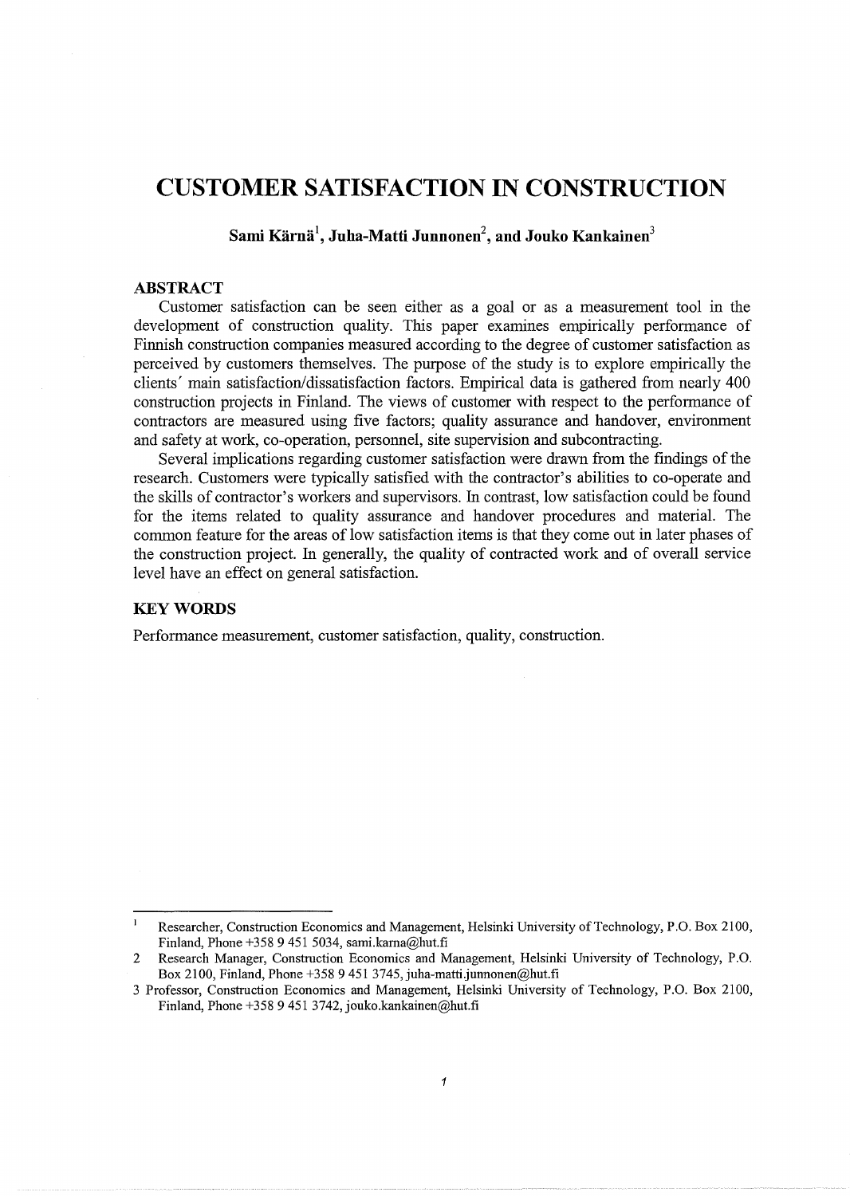# CUSTOMER SATISFACTION IN CONSTRUCTION

**Sami Kärnä[1], Juha-Matti Junnonen[2], and Jouko Kankainen[3]**

## ABSTRACT

Customer satisfaction can be seen either as a goal or as a measurement tool in the development of construction quality. This paper examines empirically performance of Finnish construction companies measured according to the degree of customer satisfaction as perceived by customers themselves. The purpose of the study is to explore empirically the clients´ main satisfaction/dissatisfaction factors. Empirical data is gathered from nearly 400 construction projects in Finland. The views of customer with respect to the performance of contractors are measured using five factors; quality assurance and handover, environment and safety at work, co-operation, personnel, site supervision and subcontracting.

Several implications regarding customer satisfaction were drawn from the findings of the research. Customers were typically satisfied with the contractor's abilities to co-operate and the skills of contractor's workers and supervisors. In contrast, low satisfaction could be found for the items related to quality assurance and handover procedures and material. The common feature for the areas of low satisfaction items is that they come out in later phases of the construction project. In generally, the quality of contracted work and of overall service level have an effect on general satisfaction.

## KEY WORDS

Performance measurement, customer satisfaction, quality, construction.

---

[1] Researcher, Construction Economics and Management, Helsinki University of Technology, P.O. Box 2100, Finland, Phone +358 9 451 5034, sami.karna@hut.fi

[2] Research Manager, Construction Economics and Management, Helsinki University of Technology, P.O. Box 2100, Finland, Phone +358 9 451 3745, juha-matti.junnonen@hut.fi

[3] Professor, Construction Economics and Management, Helsinki University of Technology, P.O. Box 2100, Finland, Phone +358 9 451 3742, jouko.kankainen@hut.fi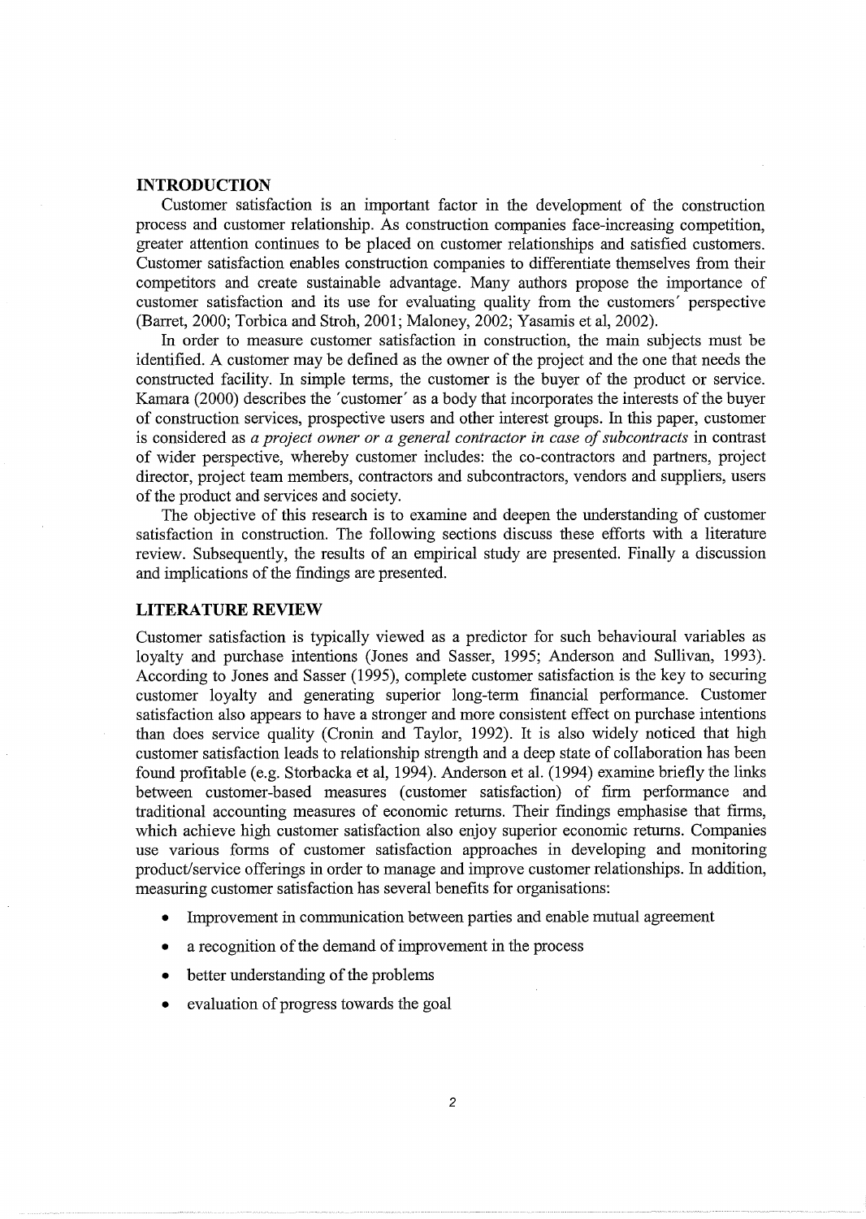## INTRODUCTION

Customer satisfaction is an important factor in the development of the construction process and customer relationship. As construction companies face-increasing competition, greater attention continues to be placed on customer relationships and satisfied customers. Customer satisfaction enables construction companies to differentiate themselves from their competitors and create sustainable advantage. Many authors propose the importance of customer satisfaction and its use for evaluating quality from the customers' perspective (Barret, 2000; Torbica and Stroh, 2001; Maloney, 2002; Yasamis et al, 2002).

In order to measure customer satisfaction in construction, the main subjects must be identified. A customer may be defined as the owner of the project and the one that needs the constructed facility. In simple terms, the customer is the buyer of the product or service. Kamara (2000) describes the 'customer' as a body that incorporates the interests of the buyer of construction services, prospective users and other interest groups. In this paper, customer is considered as *a project owner or a general contractor in case of subcontracts* in contrast of wider perspective, whereby customer includes: the co-contractors and partners, project director, project team members, contractors and subcontractors, vendors and suppliers, users of the product and services and society.

The objective of this research is to examine and deepen the understanding of customer satisfaction in construction. The following sections discuss these efforts with a literature review. Subsequently, the results of an empirical study are presented. Finally a discussion and implications of the findings are presented.

## LITERATURE REVIEW

Customer satisfaction is typically viewed as a predictor for such behavioural variables as loyalty and purchase intentions (Jones and Sasser, 1995; Anderson and Sullivan, 1993). According to Jones and Sasser (1995), complete customer satisfaction is the key to securing customer loyalty and generating superior long-term financial performance. Customer satisfaction also appears to have a stronger and more consistent effect on purchase intentions than does service quality (Cronin and Taylor, 1992). It is also widely noticed that high customer satisfaction leads to relationship strength and a deep state of collaboration has been found profitable (e.g. Storbacka et al, 1994). Anderson et al. (1994) examine briefly the links between customer-based measures (customer satisfaction) of firm performance and traditional accounting measures of economic returns. Their findings emphasise that firms, which achieve high customer satisfaction also enjoy superior economic returns. Companies use various forms of customer satisfaction approaches in developing and monitoring product/service offerings in order to manage and improve customer relationships. In addition, measuring customer satisfaction has several benefits for organisations:

- Improvement in communication between parties and enable mutual agreement
- a recognition of the demand of improvement in the process
- better understanding of the problems
- evaluation of progress towards the goal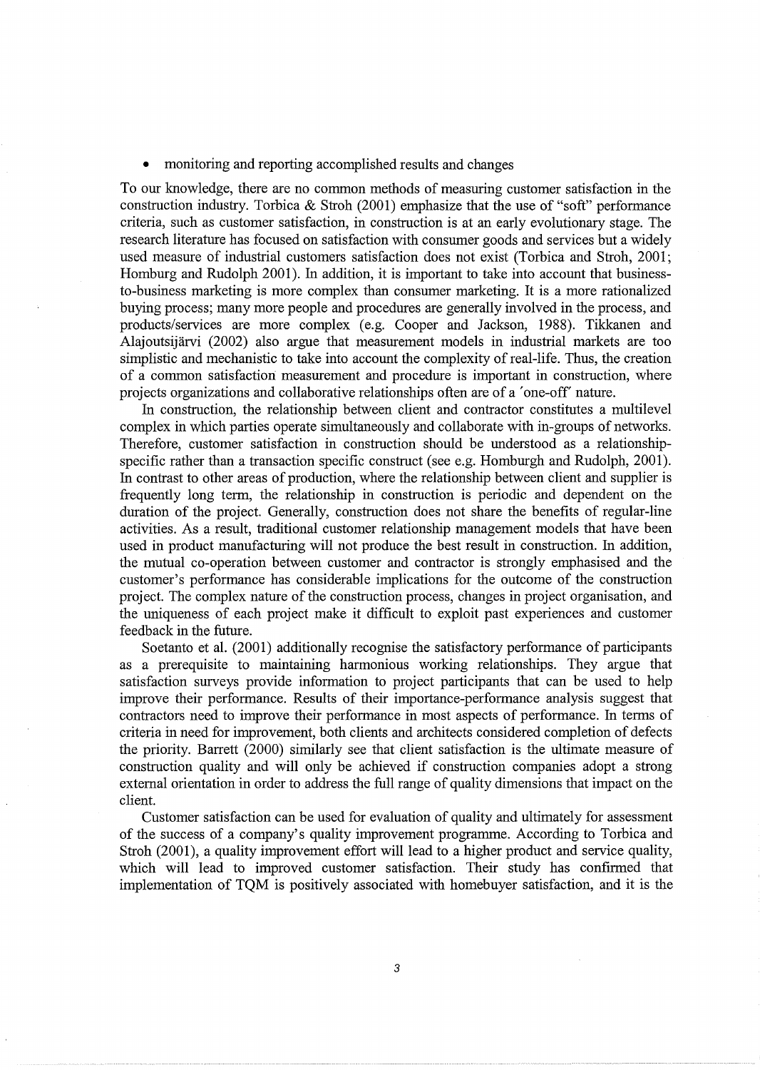- monitoring and reporting accomplished results and changes

To our knowledge, there are no common methods of measuring customer satisfaction in the construction industry. Torbica & Stroh (2001) emphasize that the use of "soft" performance criteria, such as customer satisfaction, in construction is at an early evolutionary stage. The research literature has focused on satisfaction with consumer goods and services but a widely used measure of industrial customers satisfaction does not exist (Torbica and Stroh, 2001; Homburg and Rudolph 2001). In addition, it is important to take into account that business-to-business marketing is more complex than consumer marketing. It is a more rationalized buying process; many more people and procedures are generally involved in the process, and products/services are more complex (e.g. Cooper and Jackson, 1988). Tikkanen and Alajoutsijärvi (2002) also argue that measurement models in industrial markets are too simplistic and mechanistic to take into account the complexity of real-life. Thus, the creation of a common satisfaction measurement and procedure is important in construction, where projects organizations and collaborative relationships often are of a 'one-off' nature.

In construction, the relationship between client and contractor constitutes a multilevel complex in which parties operate simultaneously and collaborate with in-groups of networks. Therefore, customer satisfaction in construction should be understood as a relationship-specific rather than a transaction specific construct (see e.g. Homburgh and Rudolph, 2001). In contrast to other areas of production, where the relationship between client and supplier is frequently long term, the relationship in construction is periodic and dependent on the duration of the project. Generally, construction does not share the benefits of regular-line activities. As a result, traditional customer relationship management models that have been used in product manufacturing will not produce the best result in construction. In addition, the mutual co-operation between customer and contractor is strongly emphasised and the customer's performance has considerable implications for the outcome of the construction project. The complex nature of the construction process, changes in project organisation, and the uniqueness of each project make it difficult to exploit past experiences and customer feedback in the future.

Soetanto et al. (2001) additionally recognise the satisfactory performance of participants as a prerequisite to maintaining harmonious working relationships. They argue that satisfaction surveys provide information to project participants that can be used to help improve their performance. Results of their importance-performance analysis suggest that contractors need to improve their performance in most aspects of performance. In terms of criteria in need for improvement, both clients and architects considered completion of defects the priority. Barrett (2000) similarly see that client satisfaction is the ultimate measure of construction quality and will only be achieved if construction companies adopt a strong external orientation in order to address the full range of quality dimensions that impact on the client.

Customer satisfaction can be used for evaluation of quality and ultimately for assessment of the success of a company's quality improvement programme. According to Torbica and Stroh (2001), a quality improvement effort will lead to a higher product and service quality, which will lead to improved customer satisfaction. Their study has confirmed that implementation of TQM is positively associated with homebuyer satisfaction, and it is the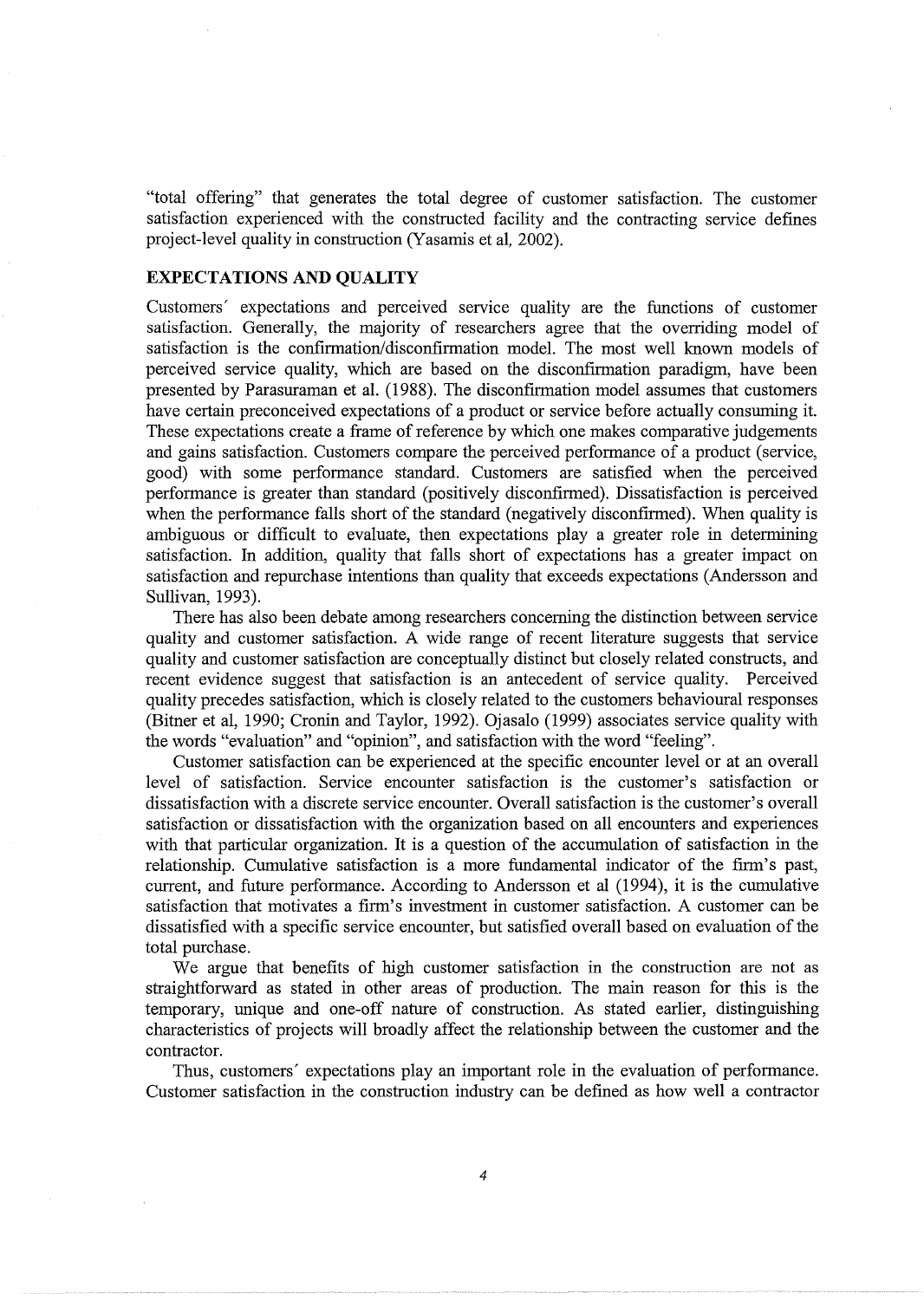"total offering" that generates the total degree of customer satisfaction. The customer satisfaction experienced with the constructed facility and the contracting service defines project-level quality in construction (Yasamis et al, 2002).

## EXPECTATIONS AND QUALITY

Customers´ expectations and perceived service quality are the functions of customer satisfaction. Generally, the majority of researchers agree that the overriding model of satisfaction is the confirmation/disconfirmation model. The most well known models of perceived service quality, which are based on the disconfirmation paradigm, have been presented by Parasuraman et al. (1988). The disconfirmation model assumes that customers have certain preconceived expectations of a product or service before actually consuming it. These expectations create a frame of reference by which one makes comparative judgements and gains satisfaction. Customers compare the perceived performance of a product (service, good) with some performance standard. Customers are satisfied when the perceived performance is greater than standard (positively disconfirmed). Dissatisfaction is perceived when the performance falls short of the standard (negatively disconfirmed). When quality is ambiguous or difficult to evaluate, then expectations play a greater role in determining satisfaction. In addition, quality that falls short of expectations has a greater impact on satisfaction and repurchase intentions than quality that exceeds expectations (Andersson and Sullivan, 1993).

There has also been debate among researchers concerning the distinction between service quality and customer satisfaction. A wide range of recent literature suggests that service quality and customer satisfaction are conceptually distinct but closely related constructs, and recent evidence suggest that satisfaction is an antecedent of service quality. Perceived quality precedes satisfaction, which is closely related to the customers behavioural responses (Bitner et al, 1990; Cronin and Taylor, 1992). Ojasalo (1999) associates service quality with the words "evaluation" and "opinion", and satisfaction with the word "feeling".

Customer satisfaction can be experienced at the specific encounter level or at an overall level of satisfaction. Service encounter satisfaction is the customer's satisfaction or dissatisfaction with a discrete service encounter. Overall satisfaction is the customer's overall satisfaction or dissatisfaction with the organization based on all encounters and experiences with that particular organization. It is a question of the accumulation of satisfaction in the relationship. Cumulative satisfaction is a more fundamental indicator of the firm's past, current, and future performance. According to Andersson et al (1994), it is the cumulative satisfaction that motivates a firm's investment in customer satisfaction. A customer can be dissatisfied with a specific service encounter, but satisfied overall based on evaluation of the total purchase.

We argue that benefits of high customer satisfaction in the construction are not as straightforward as stated in other areas of production. The main reason for this is the temporary, unique and one-off nature of construction. As stated earlier, distinguishing characteristics of projects will broadly affect the relationship between the customer and the contractor.

Thus, customers´ expectations play an important role in the evaluation of performance. Customer satisfaction in the construction industry can be defined as how well a contractor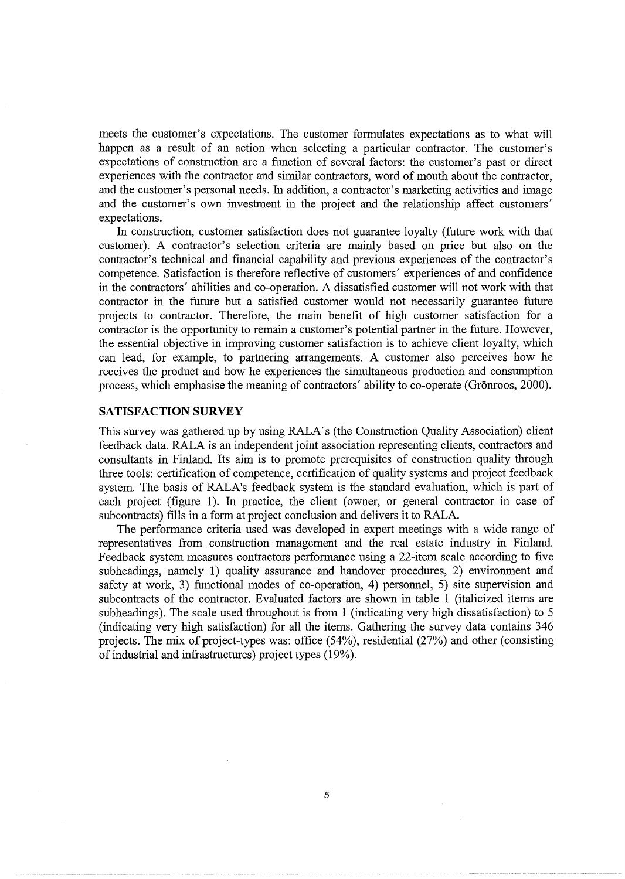meets the customer's expectations. The customer formulates expectations as to what will happen as a result of an action when selecting a particular contractor. The customer's expectations of construction are a function of several factors: the customer's past or direct experiences with the contractor and similar contractors, word of mouth about the contractor, and the customer's personal needs. In addition, a contractor's marketing activities and image and the customer's own investment in the project and the relationship affect customers′ expectations.

In construction, customer satisfaction does not guarantee loyalty (future work with that customer). A contractor's selection criteria are mainly based on price but also on the contractor's technical and financial capability and previous experiences of the contractor's competence. Satisfaction is therefore reflective of customers′ experiences of and confidence in the contractors′ abilities and co-operation. A dissatisfied customer will not work with that contractor in the future but a satisfied customer would not necessarily guarantee future projects to contractor. Therefore, the main benefit of high customer satisfaction for a contractor is the opportunity to remain a customer's potential partner in the future. However, the essential objective in improving customer satisfaction is to achieve client loyalty, which can lead, for example, to partnering arrangements. A customer also perceives how he receives the product and how he experiences the simultaneous production and consumption process, which emphasise the meaning of contractors′ ability to co-operate (Grönroos, 2000).

## SATISFACTION SURVEY

This survey was gathered up by using RALA′s (the Construction Quality Association) client feedback data. RALA is an independent joint association representing clients, contractors and consultants in Finland. Its aim is to promote prerequisites of construction quality through three tools: certification of competence, certification of quality systems and project feedback system. The basis of RALA's feedback system is the standard evaluation, which is part of each project (figure 1). In practice, the client (owner, or general contractor in case of subcontracts) fills in a form at project conclusion and delivers it to RALA.

The performance criteria used was developed in expert meetings with a wide range of representatives from construction management and the real estate industry in Finland. Feedback system measures contractors performance using a 22-item scale according to five subheadings, namely 1) quality assurance and handover procedures, 2) environment and safety at work, 3) functional modes of co-operation, 4) personnel, 5) site supervision and subcontracts of the contractor. Evaluated factors are shown in table 1 (italicized items are subheadings). The scale used throughout is from 1 (indicating very high dissatisfaction) to 5 (indicating very high satisfaction) for all the items. Gathering the survey data contains 346 projects. The mix of project-types was: office (54%), residential (27%) and other (consisting of industrial and infrastructures) project types (19%).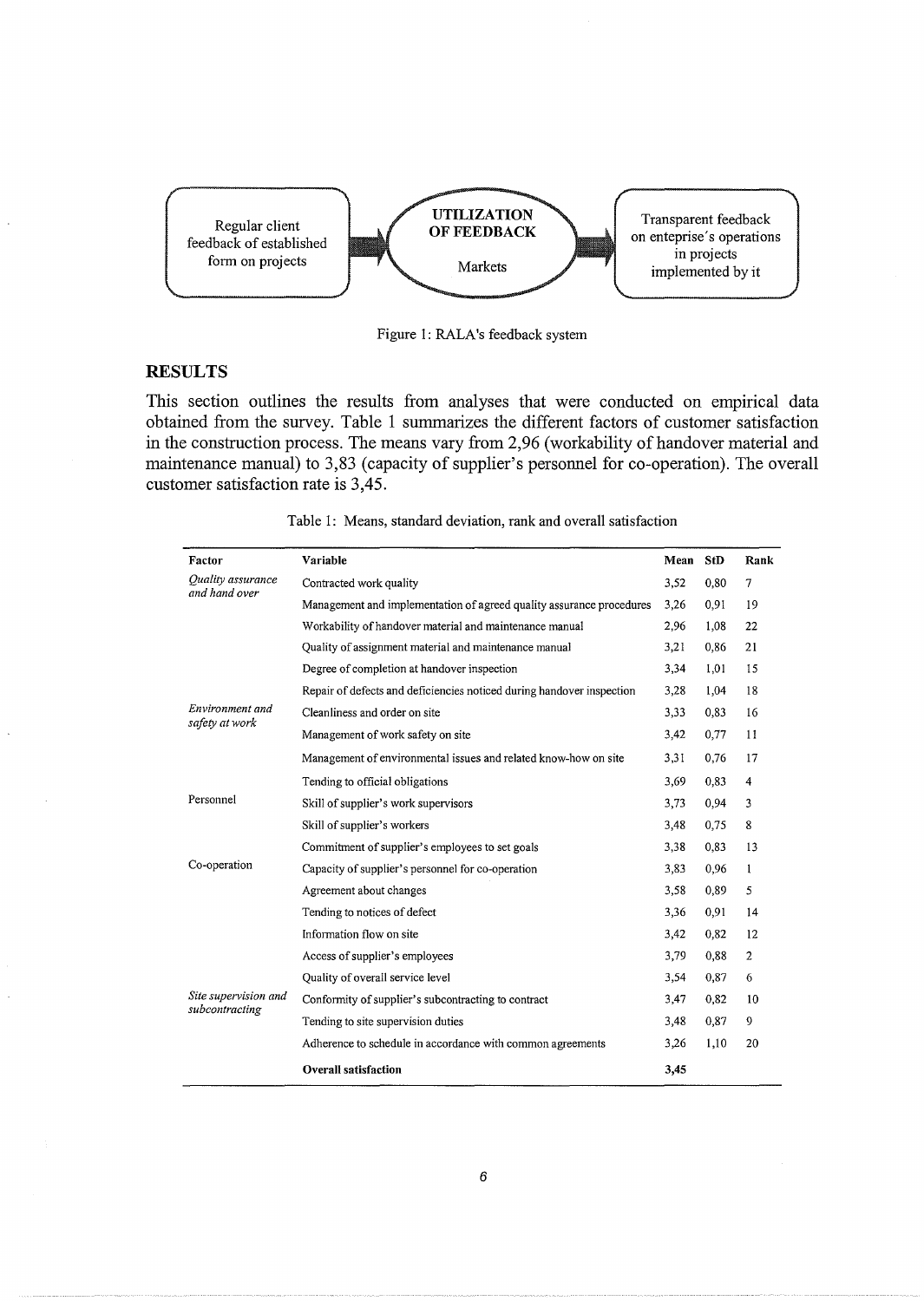Regular client feedback of established form on projects → **UTILIZATION OF FEEDBACK** Markets → Transparent feedback on enteprise´s operations in projects implemented by it

Figure 1: RALA's feedback system

## RESULTS

This section outlines the results from analyses that were conducted on empirical data obtained from the survey. Table 1 summarizes the different factors of customer satisfaction in the construction process. The means vary from 2,96 (workability of handover material and maintenance manual) to 3,83 (capacity of supplier's personnel for co-operation). The overall customer satisfaction rate is 3,45.

Table 1: Means, standard deviation, rank and overall satisfaction

| Factor | Variable | Mean | StD | Rank |
|---|---|---|---|---|
| *Quality assurance and hand over* | Contracted work quality | 3,52 | 0,80 | 7 |
| | Management and implementation of agreed quality assurance procedures | 3,26 | 0,91 | 19 |
| | Workability of handover material and maintenance manual | 2,96 | 1,08 | 22 |
| | Quality of assignment material and maintenance manual | 3,21 | 0,86 | 21 |
| | Degree of completion at handover inspection | 3,34 | 1,01 | 15 |
| | Repair of defects and deficiencies noticed during handover inspection | 3,28 | 1,04 | 18 |
| *Environment and safety at work* | Cleanliness and order on site | 3,33 | 0,83 | 16 |
| | Management of work safety on site | 3,42 | 0,77 | 11 |
| | Management of environmental issues and related know-how on site | 3,31 | 0,76 | 17 |
| | Tending to official obligations | 3,69 | 0,83 | 4 |
| Personnel | Skill of supplier's work supervisors | 3,73 | 0,94 | 3 |
| | Skill of supplier's workers | 3,48 | 0,75 | 8 |
| | Commitment of supplier's employees to set goals | 3,38 | 0,83 | 13 |
| Co-operation | Capacity of supplier's personnel for co-operation | 3,83 | 0,96 | 1 |
| | Agreement about changes | 3,58 | 0,89 | 5 |
| | Tending to notices of defect | 3,36 | 0,91 | 14 |
| | Information flow on site | 3,42 | 0,82 | 12 |
| | Access of supplier's employees | 3,79 | 0,88 | 2 |
| | Quality of overall service level | 3,54 | 0,87 | 6 |
| *Site supervision and subcontracting* | Conformity of supplier's subcontracting to contract | 3,47 | 0,82 | 10 |
| | Tending to site supervision duties | 3,48 | 0,87 | 9 |
| | Adherence to schedule in accordance with common agreements | 3,26 | 1,10 | 20 |
| | **Overall satisfaction** | **3,45** | | |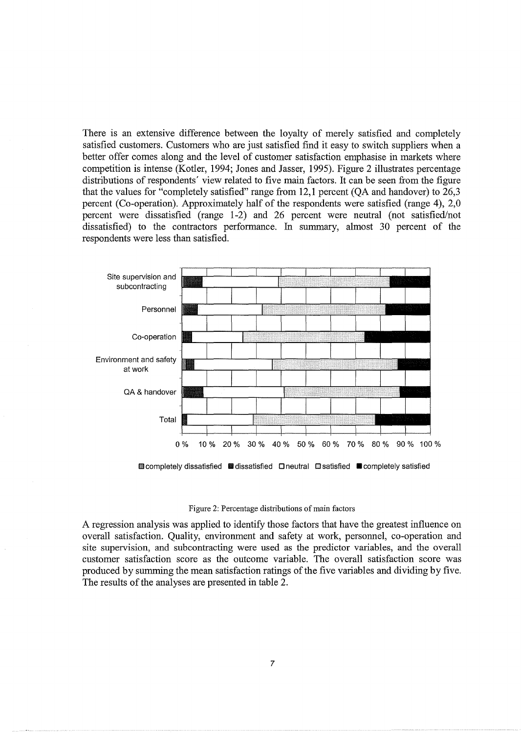There is an extensive difference between the loyalty of merely satisfied and completely satisfied customers. Customers who are just satisfied find it easy to switch suppliers when a better offer comes along and the level of customer satisfaction emphasise in markets where competition is intense (Kotler, 1994; Jones and Jasser, 1995). Figure 2 illustrates percentage distributions of respondents' view related to five main factors. It can be seen from the figure that the values for "completely satisfied" range from 12,1 percent (QA and handover) to 26,3 percent (Co-operation). Approximately half of the respondents were satisfied (range 4), 2,0 percent were dissatisfied (range 1-2) and 26 percent were neutral (not satisfied/not dissatisfied) to the contractors performance. In summary, almost 30 percent of the respondents were less than satisfied.

Figure 2: Percentage distributions of main factors

A regression analysis was applied to identify those factors that have the greatest influence on overall satisfaction. Quality, environment and safety at work, personnel, co-operation and site supervision, and subcontracting were used as the predictor variables, and the overall customer satisfaction score as the outcome variable. The overall satisfaction score was produced by summing the mean satisfaction ratings of the five variables and dividing by five. The results of the analyses are presented in table 2.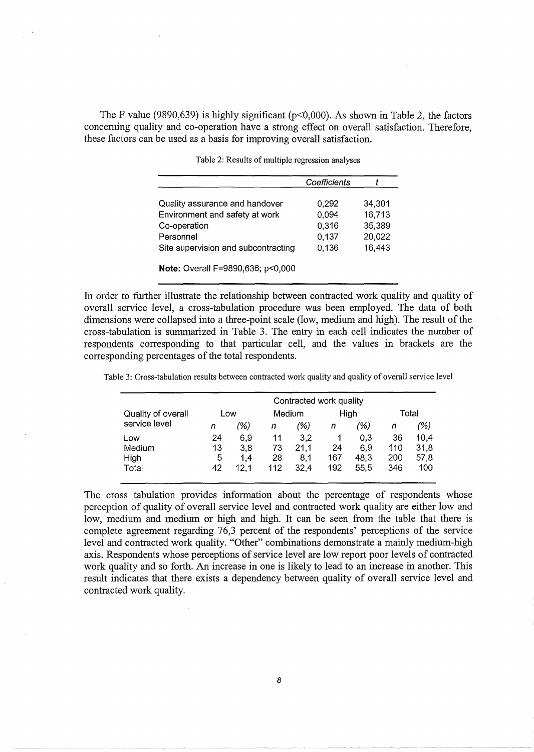The F value (9890,639) is highly significant ($p<0,000$). As shown in Table 2, the factors concerning quality and co-operation have a strong effect on overall satisfaction. Therefore, these factors can be used as a basis for improving overall satisfaction.

Table 2: Results of multiple regression analyses

| | *Coefficients* | *t* |
|---|---|---|
| Quality assurance and handover | 0,292 | 34,301 |
| Environment and safety at work | 0,094 | 16,713 |
| Co-operation | 0,316 | 35,389 |
| Personnel | 0,137 | 20,022 |
| Site supervision and subcontracting | 0,136 | 16,443 |

**Note:** Overall F=9890,636; $p<0,000$

In order to further illustrate the relationship between contracted work quality and quality of overall service level, a cross-tabulation procedure was been employed. The data of both dimensions were collapsed into a three-point scale (low, medium and high). The result of the cross-tabulation is summarized in Table 3. The entry in each cell indicates the number of respondents corresponding to that particular cell, and the values in brackets are the corresponding percentages of the total respondents.

Table 3: Cross-tabulation results between contracted work quality and quality of overall service level

| Quality of overall service level | Contracted work quality | | | | | | Total | |
|---|---|---|---|---|---|---|---|---|
| | Low | | Medium | | High | | | |
| | *n* | *(%)* | *n* | *(%)* | *n* | *(%)* | *n* | *(%)* |
| Low | 24 | 6,9 | 11 | 3,2 | 1 | 0,3 | 36 | 10,4 |
| Medium | 13 | 3,8 | 73 | 21,1 | 24 | 6,9 | 110 | 31,8 |
| High | 5 | 1,4 | 28 | 8,1 | 167 | 48,3 | 200 | 57,8 |
| Total | 42 | 12,1 | 112 | 32,4 | 192 | 55,5 | 346 | 100 |

The cross tabulation provides information about the percentage of respondents whose perception of quality of overall service level and contracted work quality are either low and low, medium and medium or high and high. It can be seen from the table that there is complete agreement regarding 76,3 percent of the respondents' perceptions of the service level and contracted work quality. "Other" combinations demonstrate a mainly medium-high axis. Respondents whose perceptions of service level are low report poor levels of contracted work quality and so forth. An increase in one is likely to lead to an increase in another. This result indicates that there exists a dependency between quality of overall service level and contracted work quality.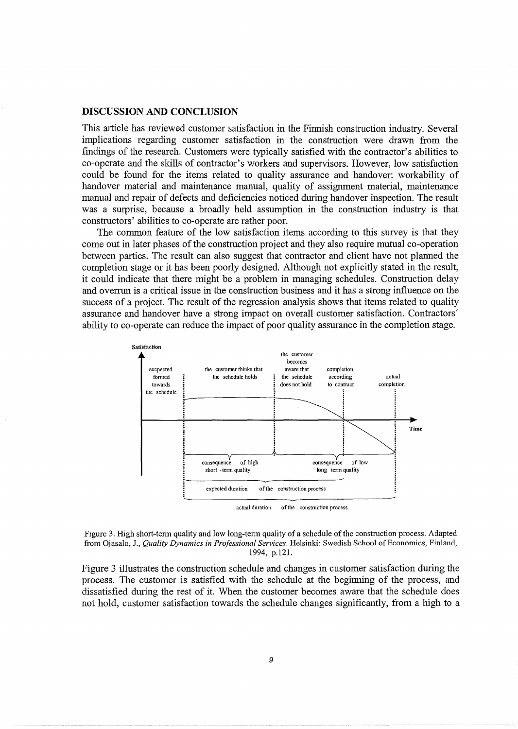## DISCUSSION AND CONCLUSION

This article has reviewed customer satisfaction in the Finnish construction industry. Several implications regarding customer satisfaction in the construction were drawn from the findings of the research. Customers were typically satisfied with the contractor's abilities to co-operate and the skills of contractor's workers and supervisors. However, low satisfaction could be found for the items related to quality assurance and handover: workability of handover material and maintenance manual, quality of assignment material, maintenance manual and repair of defects and deficiencies noticed during handover inspection. The result was a surprise, because a broadly held assumption in the construction industry is that constructors' abilities to co-operate are rather poor.

The common feature of the low satisfaction items according to this survey is that they come out in later phases of the construction project and they also require mutual co-operation between parties. The result can also suggest that contractor and client have not planned the completion stage or it has been poorly designed. Although not explicitly stated in the result, it could indicate that there might be a problem in managing schedules. Construction delay and overrun is a critical issue in the construction business and it has a strong influence on the success of a project. The result of the regression analysis shows that items related to quality assurance and handover have a strong impact on overall customer satisfaction. Contractors' ability to co-operate can reduce the impact of poor quality assurance in the completion stage.

Figure 3. High short-term quality and low long-term quality of a schedule of the construction process. Adapted from Ojasalo, J., *Quality Dynamics in Professional Services*. Helsinki: Swedish School of Economics, Finland, 1994, p.121.

Figure 3 illustrates the construction schedule and changes in customer satisfaction during the process. The customer is satisfied with the schedule at the beginning of the process, and dissatisfied during the rest of it. When the customer becomes aware that the schedule does not hold, customer satisfaction towards the schedule changes significantly, from a high to a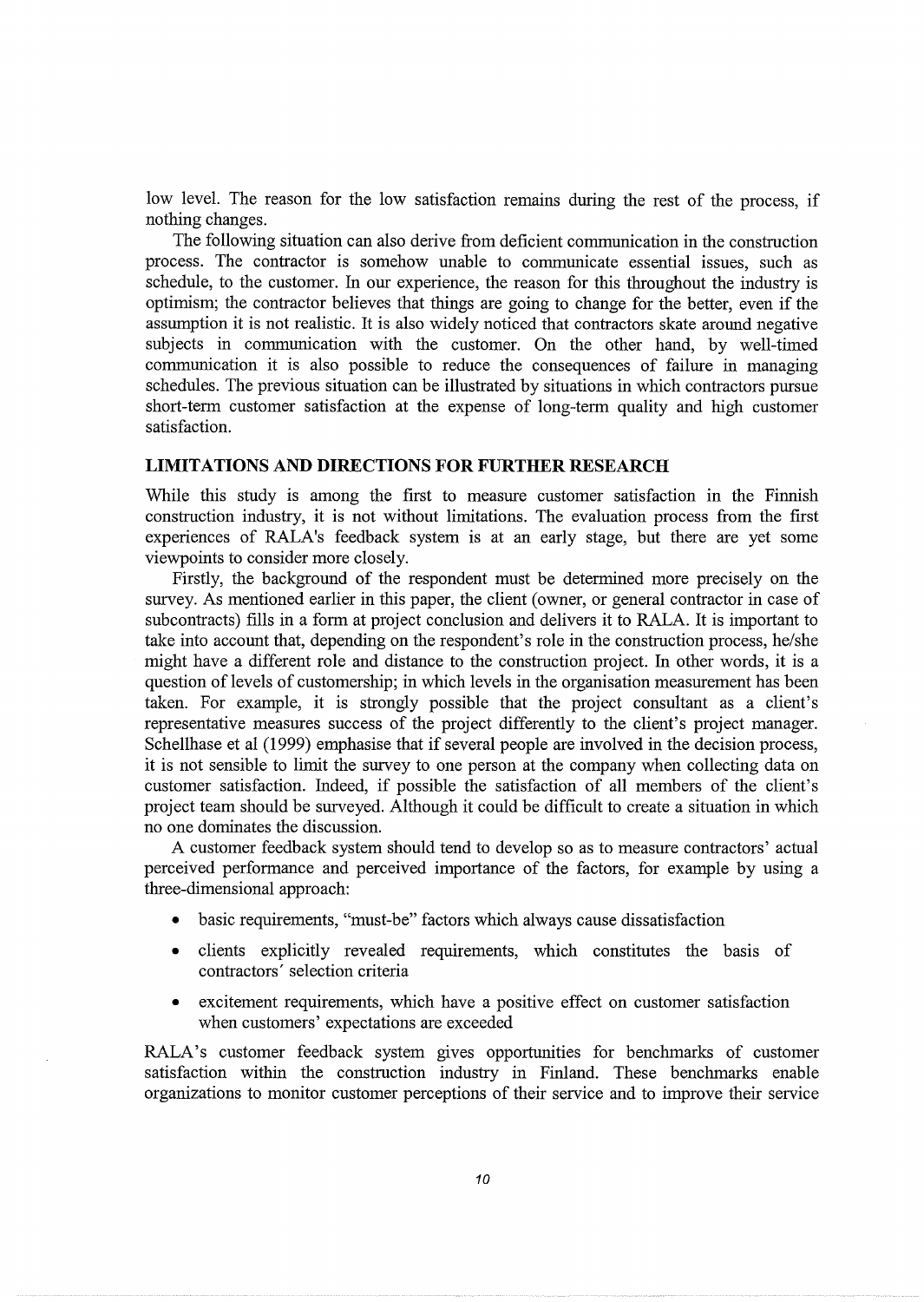low level. The reason for the low satisfaction remains during the rest of the process, if nothing changes.

The following situation can also derive from deficient communication in the construction process. The contractor is somehow unable to communicate essential issues, such as schedule, to the customer. In our experience, the reason for this throughout the industry is optimism; the contractor believes that things are going to change for the better, even if the assumption it is not realistic. It is also widely noticed that contractors skate around negative subjects in communication with the customer. On the other hand, by well-timed communication it is also possible to reduce the consequences of failure in managing schedules. The previous situation can be illustrated by situations in which contractors pursue short-term customer satisfaction at the expense of long-term quality and high customer satisfaction.

## LIMITATIONS AND DIRECTIONS FOR FURTHER RESEARCH

While this study is among the first to measure customer satisfaction in the Finnish construction industry, it is not without limitations. The evaluation process from the first experiences of RALA's feedback system is at an early stage, but there are yet some viewpoints to consider more closely.

Firstly, the background of the respondent must be determined more precisely on the survey. As mentioned earlier in this paper, the client (owner, or general contractor in case of subcontracts) fills in a form at project conclusion and delivers it to RALA. It is important to take into account that, depending on the respondent's role in the construction process, he/she might have a different role and distance to the construction project. In other words, it is a question of levels of customership; in which levels in the organisation measurement has been taken. For example, it is strongly possible that the project consultant as a client's representative measures success of the project differently to the client's project manager. Schellhase et al (1999) emphasise that if several people are involved in the decision process, it is not sensible to limit the survey to one person at the company when collecting data on customer satisfaction. Indeed, if possible the satisfaction of all members of the client's project team should be surveyed. Although it could be difficult to create a situation in which no one dominates the discussion.

A customer feedback system should tend to develop so as to measure contractors' actual perceived performance and perceived importance of the factors, for example by using a three-dimensional approach:

- basic requirements, "must-be" factors which always cause dissatisfaction
- clients explicitly revealed requirements, which constitutes the basis of contractors′ selection criteria
- excitement requirements, which have a positive effect on customer satisfaction when customers' expectations are exceeded

RALA's customer feedback system gives opportunities for benchmarks of customer satisfaction within the construction industry in Finland. These benchmarks enable organizations to monitor customer perceptions of their service and to improve their service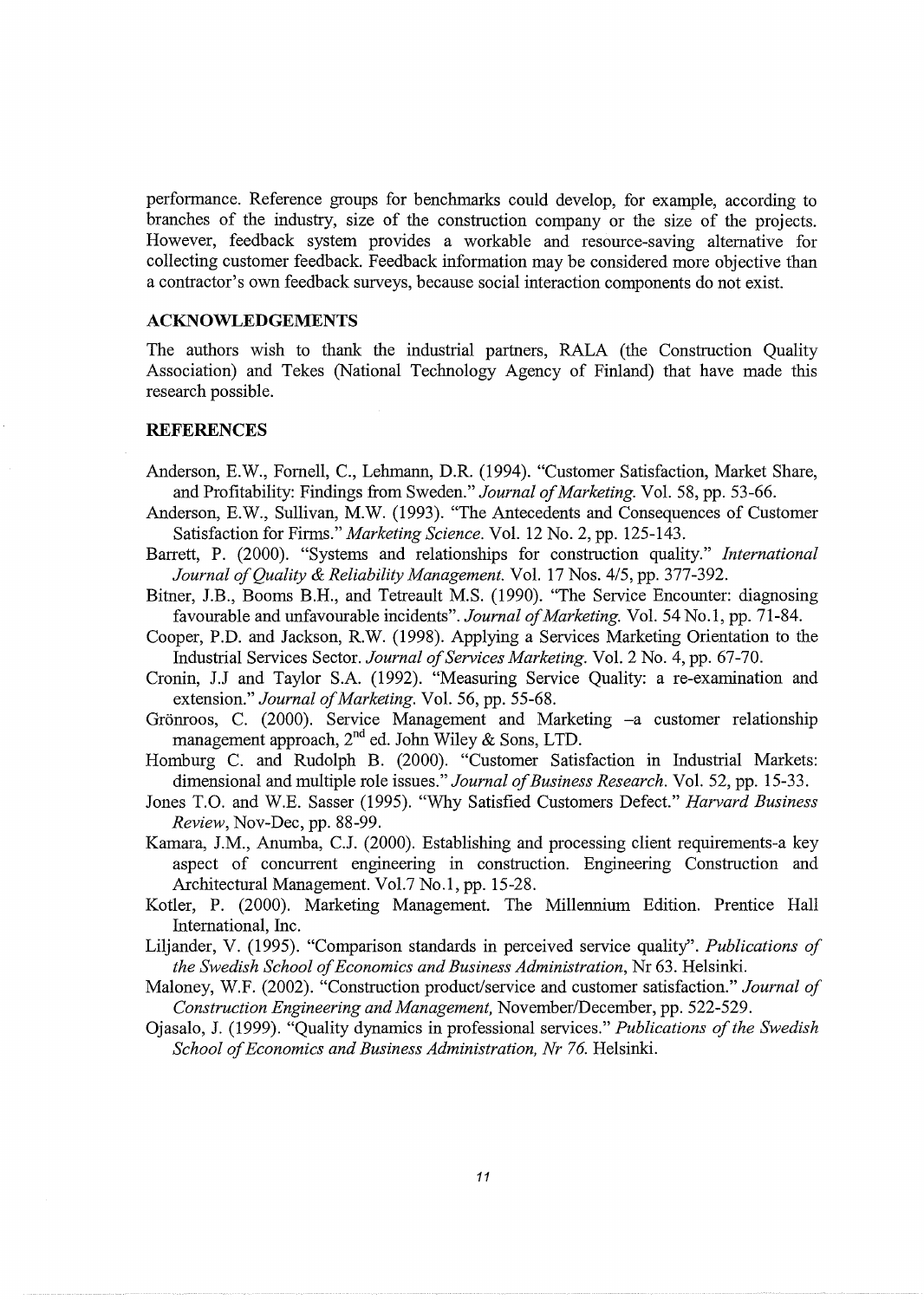performance. Reference groups for benchmarks could develop, for example, according to branches of the industry, size of the construction company or the size of the projects. However, feedback system provides a workable and resource-saving alternative for collecting customer feedback. Feedback information may be considered more objective than a contractor's own feedback surveys, because social interaction components do not exist.

## ACKNOWLEDGEMENTS

The authors wish to thank the industrial partners, RALA (the Construction Quality Association) and Tekes (National Technology Agency of Finland) that have made this research possible.

## REFERENCES

Anderson, E.W., Fornell, C., Lehmann, D.R. (1994). "Customer Satisfaction, Market Share, and Profitability: Findings from Sweden." *Journal of Marketing.* Vol. 58, pp. 53-66.

Anderson, E.W., Sullivan, M.W. (1993). "The Antecedents and Consequences of Customer Satisfaction for Firms." *Marketing Science.* Vol. 12 No. 2, pp. 125-143.

Barrett, P. (2000). "Systems and relationships for construction quality." *International Journal of Quality & Reliability Management.* Vol. 17 Nos. 4/5, pp. 377-392.

Bitner, J.B., Booms B.H., and Tetreault M.S. (1990). "The Service Encounter: diagnosing favourable and unfavourable incidents". *Journal of Marketing.* Vol. 54 No.1, pp. 71-84.

Cooper, P.D. and Jackson, R.W. (1998). Applying a Services Marketing Orientation to the Industrial Services Sector. *Journal of Services Marketing.* Vol. 2 No. 4, pp. 67-70.

Cronin, J.J and Taylor S.A. (1992). "Measuring Service Quality: a re-examination and extension." *Journal of Marketing.* Vol. 56, pp. 55-68.

Grönroos, C. (2000). Service Management and Marketing –a customer relationship management approach, 2nd ed. John Wiley & Sons, LTD.

Homburg C. and Rudolph B. (2000). "Customer Satisfaction in Industrial Markets: dimensional and multiple role issues." *Journal of Business Research.* Vol. 52, pp. 15-33.

Jones T.O. and W.E. Sasser (1995). "Why Satisfied Customers Defect." *Harvard Business Review*, Nov-Dec, pp. 88-99.

Kamara, J.M., Anumba, C.J. (2000). Establishing and processing client requirements-a key aspect of concurrent engineering in construction. Engineering Construction and Architectural Management. Vol.7 No.1, pp. 15-28.

Kotler, P. (2000). Marketing Management. The Millennium Edition. Prentice Hall International, Inc.

Liljander, V. (1995). "Comparison standards in perceived service quality". *Publications of the Swedish School of Economics and Business Administration*, Nr 63. Helsinki.

Maloney, W.F. (2002). "Construction product/service and customer satisfaction." *Journal of Construction Engineering and Management,* November/December, pp. 522-529.

Ojasalo, J. (1999). "Quality dynamics in professional services." *Publications of the Swedish School of Economics and Business Administration, Nr 76.* Helsinki.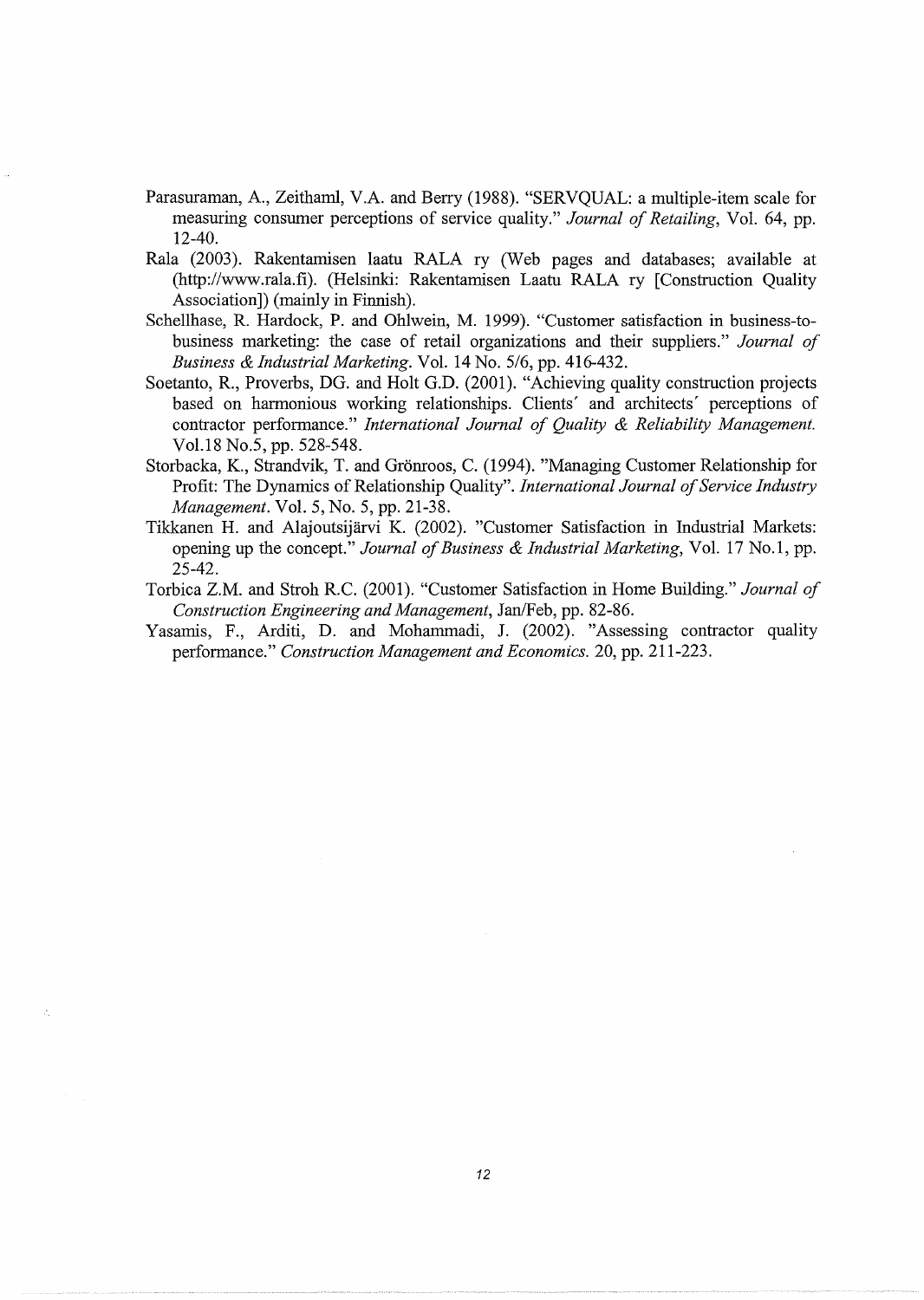Parasuraman, A., Zeithaml, V.A. and Berry (1988). "SERVQUAL: a multiple-item scale for measuring consumer perceptions of service quality." *Journal of Retailing*, Vol. 64, pp. 12-40.

Rala (2003). Rakentamisen laatu RALA ry (Web pages and databases; available at (http://www.rala.fi). (Helsinki: Rakentamisen Laatu RALA ry [Construction Quality Association]) (mainly in Finnish).

Schellhase, R. Hardock, P. and Ohlwein, M. 1999). "Customer satisfaction in business-to-business marketing: the case of retail organizations and their suppliers." *Journal of Business & Industrial Marketing*. Vol. 14 No. 5/6, pp. 416-432.

Soetanto, R., Proverbs, DG. and Holt G.D. (2001). "Achieving quality construction projects based on harmonious working relationships. Clients´ and architects´ perceptions of contractor performance." *International Journal of Quality & Reliability Management.* Vol.18 No.5, pp. 528-548.

Storbacka, K., Strandvik, T. and Grönroos, C. (1994). "Managing Customer Relationship for Profit: The Dynamics of Relationship Quality". *International Journal of Service Industry Management*. Vol. 5, No. 5, pp. 21-38.

Tikkanen H. and Alajoutsijärvi K. (2002). "Customer Satisfaction in Industrial Markets: opening up the concept." *Journal of Business & Industrial Marketing*, Vol. 17 No.1, pp. 25-42.

Torbica Z.M. and Stroh R.C. (2001). "Customer Satisfaction in Home Building." *Journal of Construction Engineering and Management*, Jan/Feb, pp. 82-86.

Yasamis, F., Arditi, D. and Mohammadi, J. (2002). "Assessing contractor quality performance." *Construction Management and Economics*. 20, pp. 211-223.